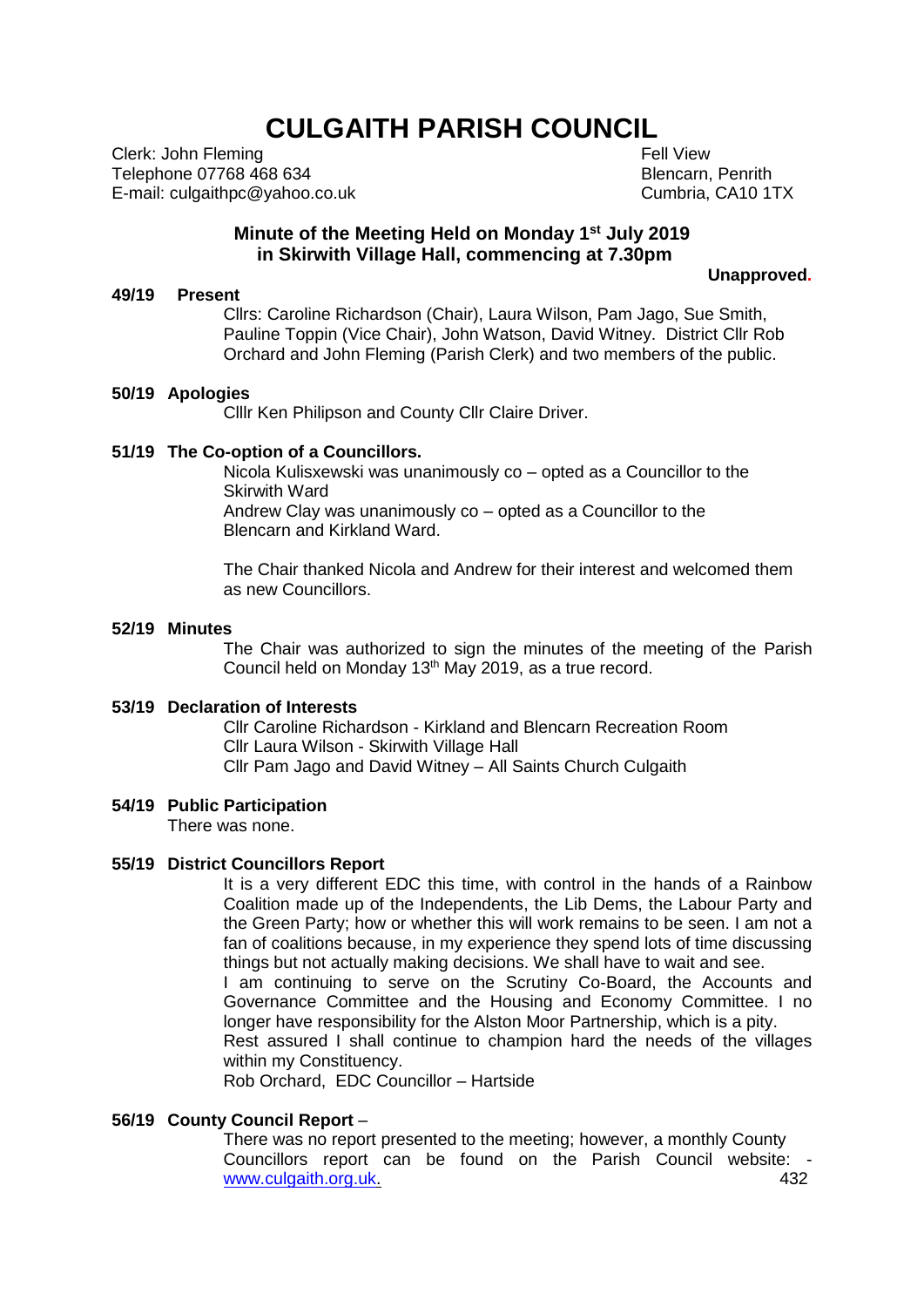# CULGAITH PARISH COUNCIL

Clerk: John Fleming
Telephone 07768 468 634
E-mail: culgaithpc@yahoo.co.uk

Fell View
Blencarn, Penrith
Cumbria, CA10 1TX

## Minute of the Meeting Held on Monday 1st July 2019 in Skirwith Village Hall, commencing at 7.30pm

**Unapproved.**

**49/19 Present**

Cllrs: Caroline Richardson (Chair), Laura Wilson, Pam Jago, Sue Smith, Pauline Toppin (Vice Chair), John Watson, David Witney. District Cllr Rob Orchard and John Fleming (Parish Clerk) and two members of the public.

**50/19 Apologies**

Clllr Ken Philipson and County Cllr Claire Driver.

**51/19 The Co-option of a Councillors.**

Nicola Kulisxewski was unanimously co – opted as a Councillor to the Skirwith Ward

Andrew Clay was unanimously co – opted as a Councillor to the Blencarn and Kirkland Ward.

The Chair thanked Nicola and Andrew for their interest and welcomed them as new Councillors.

**52/19 Minutes**

The Chair was authorized to sign the minutes of the meeting of the Parish Council held on Monday 13th May 2019, as a true record.

**53/19 Declaration of Interests**

Cllr Caroline Richardson - Kirkland and Blencarn Recreation Room
Cllr Laura Wilson - Skirwith Village Hall
Cllr Pam Jago and David Witney – All Saints Church Culgaith

**54/19 Public Participation**

There was none.

**55/19 District Councillors Report**

It is a very different EDC this time, with control in the hands of a Rainbow Coalition made up of the Independents, the Lib Dems, the Labour Party and the Green Party; how or whether this will work remains to be seen. I am not a fan of coalitions because, in my experience they spend lots of time discussing things but not actually making decisions. We shall have to wait and see.

I am continuing to serve on the Scrutiny Co-Board, the Accounts and Governance Committee and the Housing and Economy Committee. I no longer have responsibility for the Alston Moor Partnership, which is a pity.

Rest assured I shall continue to champion hard the needs of the villages within my Constituency.

Rob Orchard, EDC Councillor – Hartside

**56/19 County Council Report** –

There was no report presented to the meeting; however, a monthly County Councillors report can be found on the Parish Council website: - www.culgaith.org.uk.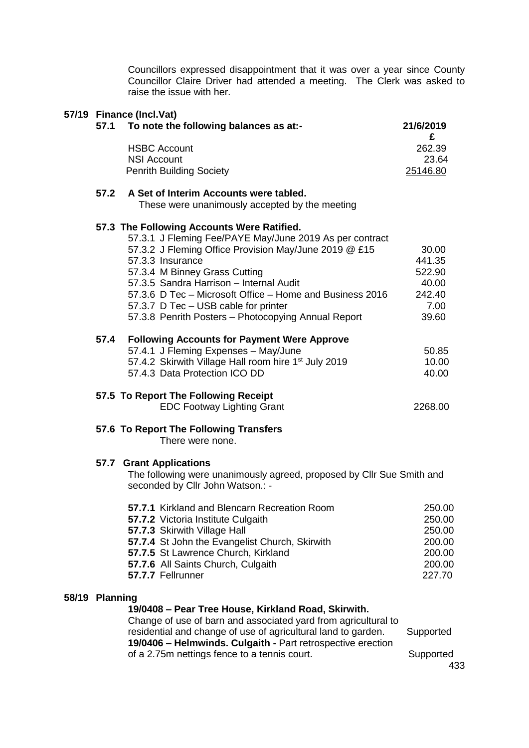Councillors expressed disappointment that it was over a year since County Councillor Claire Driver had attended a meeting. The Clerk was asked to raise the issue with her.

## 57/19 Finance (Incl.Vat)

### 57.1 To note the following balances as at:-

| | 21/6/2019 £ |
|---|---|
| HSBC Account | 262.39 |
| NSI Account | 23.64 |
| Penrith Building Society | 25146.80 |

### 57.2 A Set of Interim Accounts were tabled.

These were unanimously accepted by the meeting

### 57.3 The Following Accounts Were Ratified.

| | |
|---|---|
| 57.3.1 J Fleming Fee/PAYE May/June 2019 As per contract | |
| 57.3.2 J Fleming Office Provision May/June 2019 @ £15 | 30.00 |
| 57.3.3 Insurance | 441.35 |
| 57.3.4 M Binney Grass Cutting | 522.90 |
| 57.3.5 Sandra Harrison – Internal Audit | 40.00 |
| 57.3.6 D Tec – Microsoft Office – Home and Business 2016 | 242.40 |
| 57.3.7 D Tec – USB cable for printer | 7.00 |
| 57.3.8 Penrith Posters – Photocopying Annual Report | 39.60 |

### 57.4 Following Accounts for Payment Were Approve

| | |
|---|---|
| 57.4.1 J Fleming Expenses – May/June | 50.85 |
| 57.4.2 Skirwith Village Hall room hire 1st July 2019 | 10.00 |
| 57.4.3 Data Protection ICO DD | 40.00 |

### 57.5 To Report The Following Receipt

| | |
|---|---|
| EDC Footway Lighting Grant | 2268.00 |

### 57.6 To Report The Following Transfers

There were none.

### 57.7 Grant Applications

The following were unanimously agreed, proposed by Cllr Sue Smith and seconded by Cllr John Watson.: -

| | |
|---|---|
| **57.7.1** Kirkland and Blencarn Recreation Room | 250.00 |
| **57.7.2** Victoria Institute Culgaith | 250.00 |
| **57.7.3** Skirwith Village Hall | 250.00 |
| **57.7.4** St John the Evangelist Church, Skirwith | 200.00 |
| **57.7.5** St Lawrence Church, Kirkland | 200.00 |
| **57.7.6** All Saints Church, Culgaith | 200.00 |
| **57.7.7** Fellrunner | 227.70 |

## 58/19 Planning

**19/0408 – Pear Tree House, Kirkland Road, Skirwith.** Change of use of barn and associated yard from agricultural to residential and change of use of agricultural land to garden. — Supported

**19/0406 – Helmwinds. Culgaith -** Part retrospective erection of a 2.75m nettings fence to a tennis court. — Supported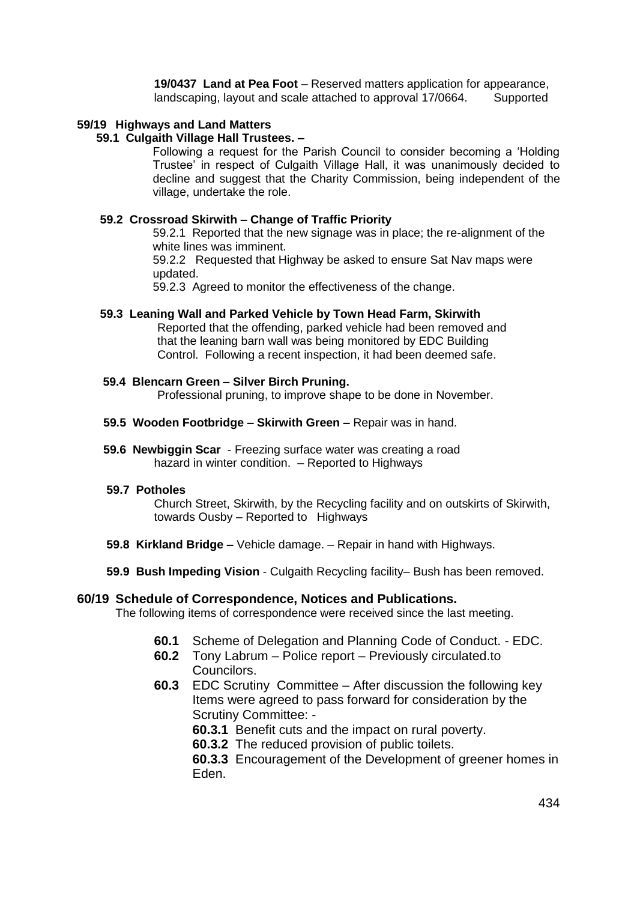**19/0437 Land at Pea Foot** – Reserved matters application for appearance, landscaping, layout and scale attached to approval 17/0664. Supported

**59/19 Highways and Land Matters**

**59.1 Culgaith Village Hall Trustees. –**

Following a request for the Parish Council to consider becoming a 'Holding Trustee' in respect of Culgaith Village Hall, it was unanimously decided to decline and suggest that the Charity Commission, being independent of the village, undertake the role.

**59.2 Crossroad Skirwith – Change of Traffic Priority**

59.2.1 Reported that the new signage was in place; the re-alignment of the white lines was imminent.

59.2.2 Requested that Highway be asked to ensure Sat Nav maps were updated.

59.2.3 Agreed to monitor the effectiveness of the change.

**59.3 Leaning Wall and Parked Vehicle by Town Head Farm, Skirwith**

Reported that the offending, parked vehicle had been removed and that the leaning barn wall was being monitored by EDC Building Control. Following a recent inspection, it had been deemed safe.

**59.4 Blencarn Green – Silver Birch Pruning.**

Professional pruning, to improve shape to be done in November.

**59.5 Wooden Footbridge – Skirwith Green –** Repair was in hand.

**59.6 Newbiggin Scar** - Freezing surface water was creating a road hazard in winter condition. – Reported to Highways

**59.7 Potholes**

Church Street, Skirwith, by the Recycling facility and on outskirts of Skirwith, towards Ousby – Reported to Highways

**59.8 Kirkland Bridge –** Vehicle damage. – Repair in hand with Highways.

**59.9 Bush Impeding Vision** - Culgaith Recycling facility– Bush has been removed.

**60/19 Schedule of Correspondence, Notices and Publications.**

The following items of correspondence were received since the last meeting.

**60.1** Scheme of Delegation and Planning Code of Conduct. - EDC.

**60.2** Tony Labrum – Police report – Previously circulated.to Councilors.

**60.3** EDC Scrutiny Committee – After discussion the following key Items were agreed to pass forward for consideration by the Scrutiny Committee: -

**60.3.1** Benefit cuts and the impact on rural poverty.

**60.3.2** The reduced provision of public toilets.

**60.3.3** Encouragement of the Development of greener homes in Eden.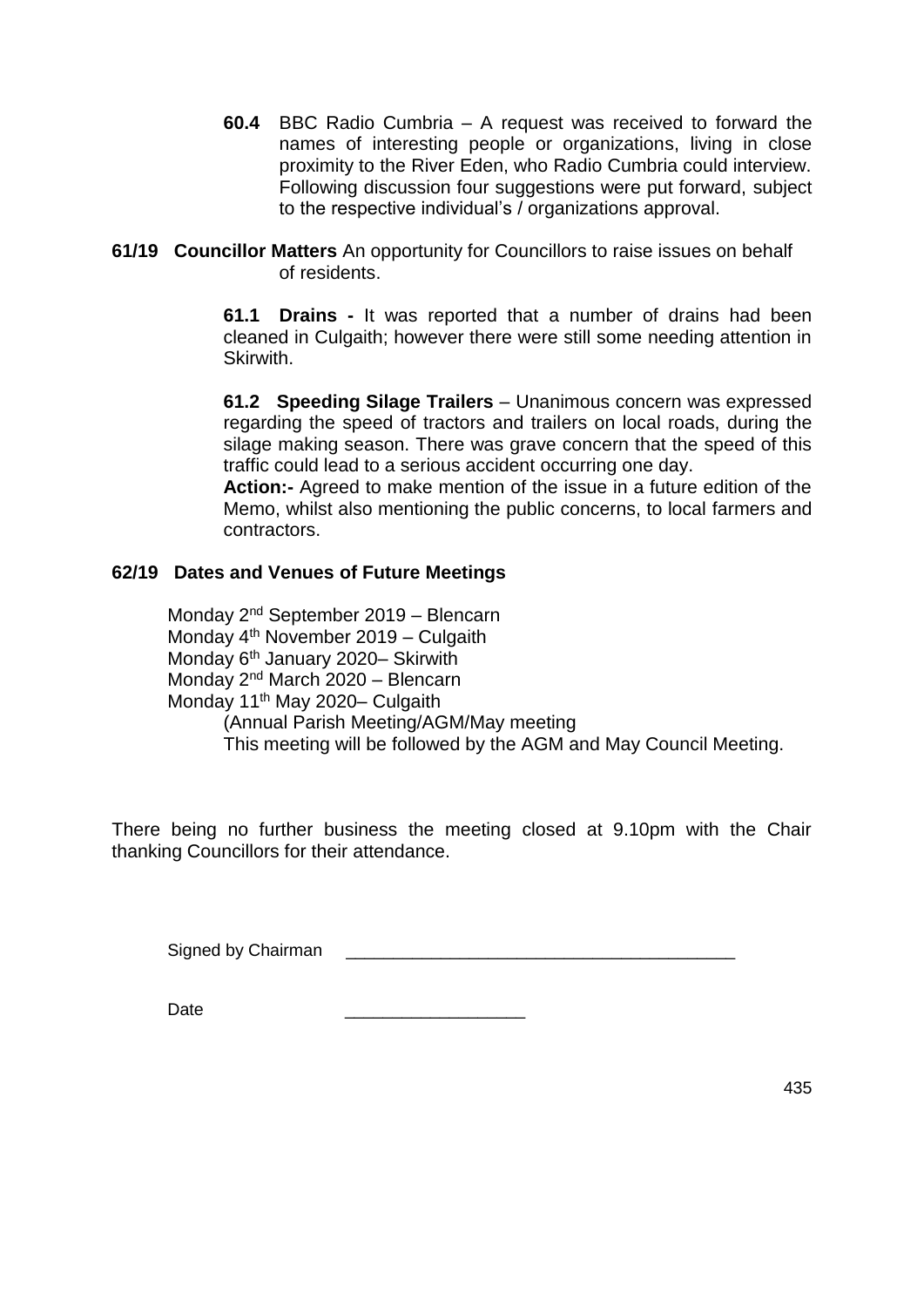**60.4** BBC Radio Cumbria – A request was received to forward the names of interesting people or organizations, living in close proximity to the River Eden, who Radio Cumbria could interview. Following discussion four suggestions were put forward, subject to the respective individual's / organizations approval.

**61/19 Councillor Matters** An opportunity for Councillors to raise issues on behalf of residents.

**61.1 Drains -** It was reported that a number of drains had been cleaned in Culgaith; however there were still some needing attention in Skirwith.

**61.2 Speeding Silage Trailers** – Unanimous concern was expressed regarding the speed of tractors and trailers on local roads, during the silage making season. There was grave concern that the speed of this traffic could lead to a serious accident occurring one day.
**Action:-** Agreed to make mention of the issue in a future edition of the Memo, whilst also mentioning the public concerns, to local farmers and contractors.

**62/19 Dates and Venues of Future Meetings**

Monday 2nd September 2019 – Blencarn
Monday 4th November 2019 – Culgaith
Monday 6th January 2020– Skirwith
Monday 2nd March 2020 – Blencarn
Monday 11th May 2020– Culgaith
(Annual Parish Meeting/AGM/May meeting
This meeting will be followed by the AGM and May Council Meeting.

There being no further business the meeting closed at 9.10pm with the Chair thanking Councillors for their attendance.

Signed by Chairman \_\_\_\_\_\_\_\_\_\_\_\_\_\_\_\_\_\_\_\_\_\_\_\_\_\_\_\_\_\_\_\_\_\_\_\_\_\_\_\_

Date \_\_\_\_\_\_\_\_\_\_\_\_\_\_\_\_\_\_\_